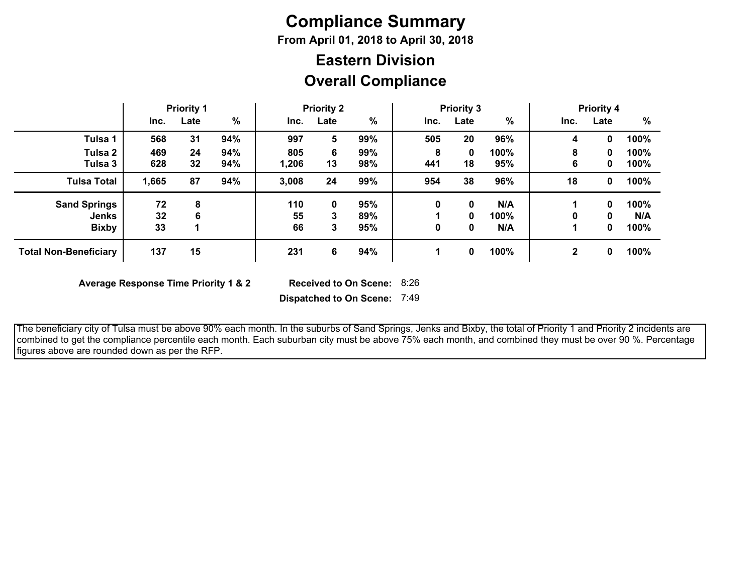# Compliance Summary

**From April 01, 2018 to April 30, 2018**

## Eastern Division

## Overall Compliance

| | Priority 1 | | | Priority 2 | | | Priority 3 | | | Priority 4 | | |
|---|---|---|---|---|---|---|---|---|---|---|---|---|
| | Inc. | Late | % | Inc. | Late | % | Inc. | Late | % | Inc. | Late | % |
| **Tulsa 1** | 568 | 31 | 94% | 997 | 5 | 99% | 505 | 20 | 96% | 4 | 0 | 100% |
| **Tulsa 2** | 469 | 24 | 94% | 805 | 6 | 99% | 8 | 0 | 100% | 8 | 0 | 100% |
| **Tulsa 3** | 628 | 32 | 94% | 1,206 | 13 | 98% | 441 | 18 | 95% | 6 | 0 | 100% |
| **Tulsa Total** | 1,665 | 87 | 94% | 3,008 | 24 | 99% | 954 | 38 | 96% | 18 | 0 | 100% |
| **Sand Springs** | 72 | 8 | | 110 | 0 | 95% | 0 | 0 | N/A | 1 | 0 | 100% |
| **Jenks** | 32 | 6 | | 55 | 3 | 89% | 1 | 0 | 100% | 0 | 0 | N/A |
| **Bixby** | 33 | 1 | | 66 | 3 | 95% | 0 | 0 | N/A | 1 | 0 | 100% |
| **Total Non-Beneficiary** | 137 | 15 | | 231 | 6 | 94% | 1 | 0 | 100% | 2 | 0 | 100% |

**Average Response Time Priority 1 & 2** **Received to On Scene:** 8:26

**Dispatched to On Scene:** 7:49

The beneficiary city of Tulsa must be above 90% each month. In the suburbs of Sand Springs, Jenks and Bixby, the total of Priority 1 and Priority 2 incidents are combined to get the compliance percentile each month. Each suburban city must be above 75% each month, and combined they must be over 90 %. Percentage figures above are rounded down as per the RFP.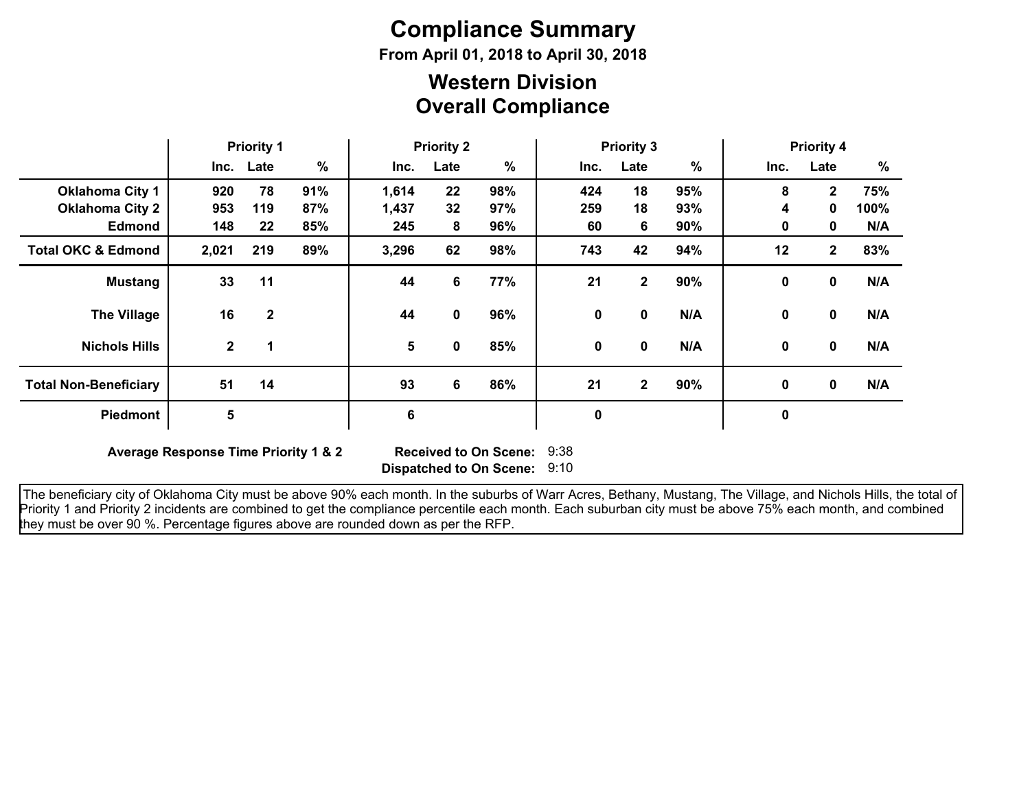# Compliance Summary

**From April 01, 2018 to April 30, 2018**

## Western Division
## Overall Compliance

| | Priority 1 | | | Priority 2 | | | Priority 3 | | | Priority 4 | | |
|---|---|---|---|---|---|---|---|---|---|---|---|---|
| | Inc. | Late | % | Inc. | Late | % | Inc. | Late | % | Inc. | Late | % |
| **Oklahoma City 1** | 920 | 78 | 91% | 1,614 | 22 | 98% | 424 | 18 | 95% | 8 | 2 | 75% |
| **Oklahoma City 2** | 953 | 119 | 87% | 1,437 | 32 | 97% | 259 | 18 | 93% | 4 | 0 | 100% |
| **Edmond** | 148 | 22 | 85% | 245 | 8 | 96% | 60 | 6 | 90% | 0 | 0 | N/A |
| **Total OKC & Edmond** | 2,021 | 219 | 89% | 3,296 | 62 | 98% | 743 | 42 | 94% | 12 | 2 | 83% |
| **Mustang** | 33 | 11 | | 44 | 6 | 77% | 21 | 2 | 90% | 0 | 0 | N/A |
| **The Village** | 16 | 2 | | 44 | 0 | 96% | 0 | 0 | N/A | 0 | 0 | N/A |
| **Nichols Hills** | 2 | 1 | | 5 | 0 | 85% | 0 | 0 | N/A | 0 | 0 | N/A |
| **Total Non-Beneficiary** | 51 | 14 | | 93 | 6 | 86% | 21 | 2 | 90% | 0 | 0 | N/A |
| **Piedmont** | 5 | | | 6 | | | 0 | | | 0 | | |

**Average Response Time Priority 1 & 2**

**Received to On Scene:** 9:38
**Dispatched to On Scene:** 9:10

The beneficiary city of Oklahoma City must be above 90% each month. In the suburbs of Warr Acres, Bethany, Mustang, The Village, and Nichols Hills, the total of Priority 1 and Priority 2 incidents are combined to get the compliance percentile each month. Each suburban city must be above 75% each month, and combined they must be over 90 %. Percentage figures above are rounded down as per the RFP.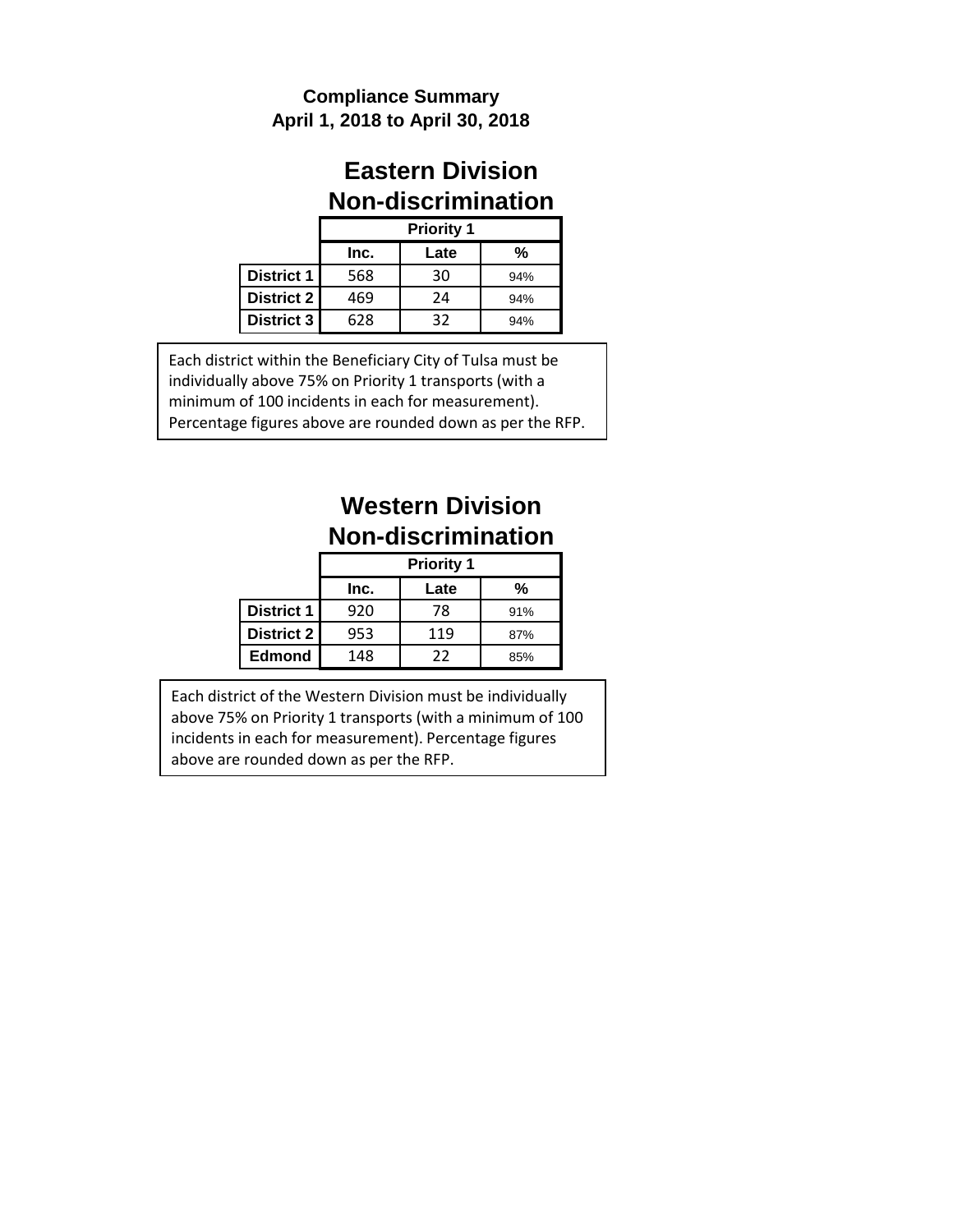**Compliance Summary**
**April 1, 2018 to April 30, 2018**

## Eastern Division Non-discrimination

| | Priority 1 | | |
|---|---|---|---|
| | **Inc.** | **Late** | **%** |
| **District 1** | 568 | 30 | 94% |
| **District 2** | 469 | 24 | 94% |
| **District 3** | 628 | 32 | 94% |

Each district within the Beneficiary City of Tulsa must be individually above 75% on Priority 1 transports (with a minimum of 100 incidents in each for measurement). Percentage figures above are rounded down as per the RFP.

## Western Division Non-discrimination

| | Priority 1 | | |
|---|---|---|---|
| | **Inc.** | **Late** | **%** |
| **District 1** | 920 | 78 | 91% |
| **District 2** | 953 | 119 | 87% |
| **Edmond** | 148 | 22 | 85% |

Each district of the Western Division must be individually above 75% on Priority 1 transports (with a minimum of 100 incidents in each for measurement). Percentage figures above are rounded down as per the RFP.